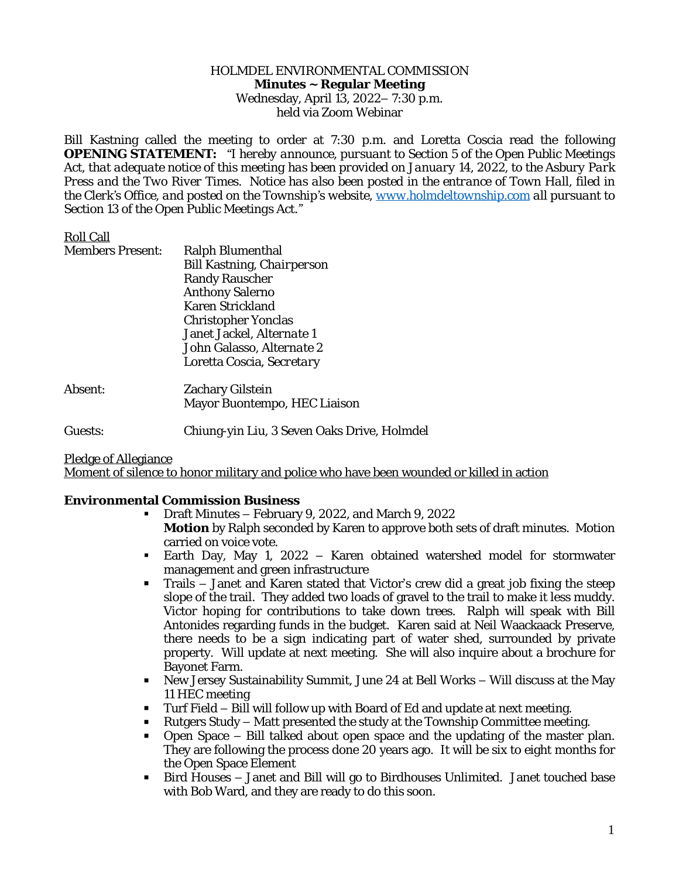HOLMDEL ENVIRONMENTAL COMMISSION
**Minutes ~ Regular Meeting**
Wednesday, April 13, 2022– 7:30 p.m.
held via Zoom Webinar

Bill Kastning called the meeting to order at 7:30 p.m. and Loretta Coscia read the following **OPENING STATEMENT:** *"I hereby announce, pursuant to Section 5 of the Open Public Meetings Act, that adequate notice of this meeting has been provided on January 14, 2022, to the Asbury Park Press and the Two River Times. Notice has also been posted in the entrance of Town Hall, filed in the Clerk's Office, and posted on the Township's website, www.holmdeltownship.com all pursuant to Section 13 of the Open Public Meetings Act."*

<u>Roll Call</u>

| | |
|---|---|
| Members Present: | Ralph Blumenthal |
| | Bill Kastning, *Chairperson* |
| | Randy Rauscher |
| | Anthony Salerno |
| | Karen Strickland |
| | Christopher Yonclas |
| | Janet Jackel, *Alternate 1* |
| | John Galasso, *Alternate 2* |
| | Loretta Coscia, *Secretary* |
| Absent: | Zachary Gilstein |
| | Mayor Buontempo, HEC Liaison |
| Guests: | Chiung-yin Liu, 3 Seven Oaks Drive, Holmdel |

<u>Pledge of Allegiance</u>
<u>Moment of silence to honor military and police who have been wounded or killed in action</u>

**Environmental Commission Business**

- Draft Minutes – February 9, 2022, and March 9, 2022
  **Motion** by Ralph seconded by Karen to approve both sets of draft minutes. Motion carried on voice vote.
- Earth Day, May 1, 2022 – Karen obtained watershed model for stormwater management and green infrastructure
- Trails – Janet and Karen stated that Victor's crew did a great job fixing the steep slope of the trail. They added two loads of gravel to the trail to make it less muddy. Victor hoping for contributions to take down trees. Ralph will speak with Bill Antonides regarding funds in the budget. Karen said at Neil Waackaack Preserve, there needs to be a sign indicating part of water shed, surrounded by private property. Will update at next meeting. She will also inquire about a brochure for Bayonet Farm.
- New Jersey Sustainability Summit, June 24 at Bell Works – Will discuss at the May 11 HEC meeting
- Turf Field – Bill will follow up with Board of Ed and update at next meeting.
- Rutgers Study – Matt presented the study at the Township Committee meeting.
- Open Space – Bill talked about open space and the updating of the master plan. They are following the process done 20 years ago. It will be six to eight months for the Open Space Element
- Bird Houses – Janet and Bill will go to Birdhouses Unlimited. Janet touched base with Bob Ward, and they are ready to do this soon.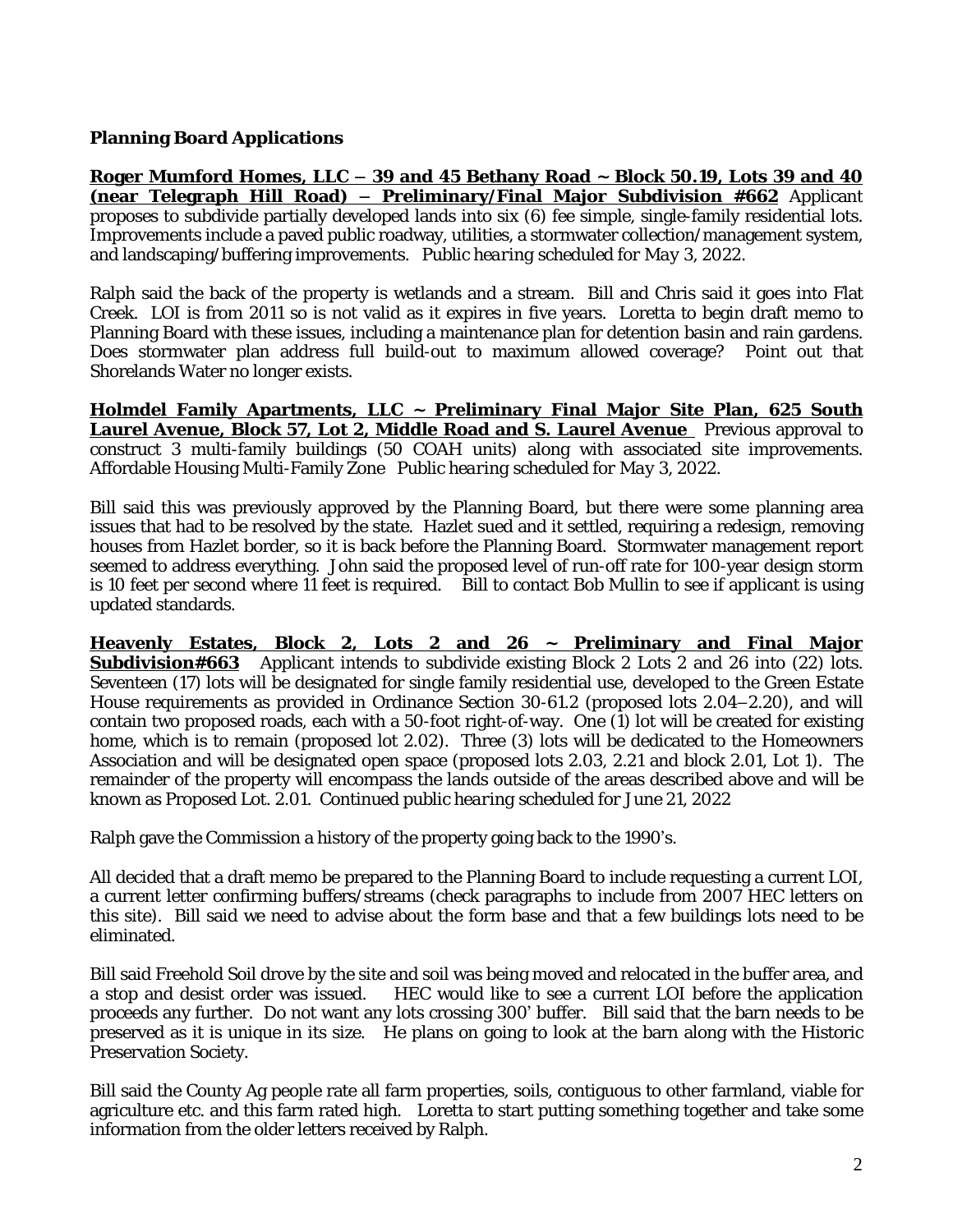## Planning Board Applications

**Roger Mumford Homes, LLC – 39 and 45 Bethany Road ~ Block 50.19, Lots 39 and 40 (near Telegraph Hill Road) – Preliminary/Final Major Subdivision #662** Applicant proposes to subdivide partially developed lands into six (6) fee simple, single-family residential lots. Improvements include a paved public roadway, utilities, a stormwater collection/management system, and landscaping/buffering improvements. *Public hearing scheduled for May 3, 2022.*

Ralph said the back of the property is wetlands and a stream. Bill and Chris said it goes into Flat Creek. LOI is from 2011 so is not valid as it expires in five years. Loretta to begin draft memo to Planning Board with these issues, including a maintenance plan for detention basin and rain gardens. Does stormwater plan address full build-out to maximum allowed coverage? Point out that Shorelands Water no longer exists.

**Holmdel Family Apartments, LLC ~ Preliminary Final Major Site Plan, 625 South Laurel Avenue, Block 57, Lot 2, Middle Road and S. Laurel Avenue** Previous approval to construct 3 multi-family buildings (50 COAH units) along with associated site improvements. Affordable Housing Multi-Family Zone *Public hearing scheduled for May 3, 2022.*

Bill said this was previously approved by the Planning Board, but there were some planning area issues that had to be resolved by the state. Hazlet sued and it settled, requiring a redesign, removing houses from Hazlet border, so it is back before the Planning Board. Stormwater management report seemed to address everything. John said the proposed level of run-off rate for 100-year design storm is 10 feet per second where 11 feet is required. Bill to contact Bob Mullin to see if applicant is using updated standards.

**Heavenly Estates, Block 2, Lots 2 and 26 ~ Preliminary and Final Major Subdivision#663** Applicant intends to subdivide existing Block 2 Lots 2 and 26 into (22) lots. Seventeen (17) lots will be designated for single family residential use, developed to the Green Estate House requirements as provided in Ordinance Section 30-61.2 (proposed lots 2.04–2.20), and will contain two proposed roads, each with a 50-foot right-of-way. One (1) lot will be created for existing home, which is to remain (proposed lot 2.02). Three (3) lots will be dedicated to the Homeowners Association and will be designated open space (proposed lots 2.03, 2.21 and block 2.01, Lot 1). The remainder of the property will encompass the lands outside of the areas described above and will be known as Proposed Lot. 2.01. *Continued public hearing scheduled for June 21, 2022*

Ralph gave the Commission a history of the property going back to the 1990's.

All decided that a draft memo be prepared to the Planning Board to include requesting a current LOI, a current letter confirming buffers/streams (check paragraphs to include from 2007 HEC letters on this site). Bill said we need to advise about the form base and that a few buildings lots need to be eliminated.

Bill said Freehold Soil drove by the site and soil was being moved and relocated in the buffer area, and a stop and desist order was issued. HEC would like to see a current LOI before the application proceeds any further. Do not want any lots crossing 300' buffer. Bill said that the barn needs to be preserved as it is unique in its size. He plans on going to look at the barn along with the Historic Preservation Society.

Bill said the County Ag people rate all farm properties, soils, contiguous to other farmland, viable for agriculture etc. and this farm rated high. Loretta to start putting something together and take some information from the older letters received by Ralph.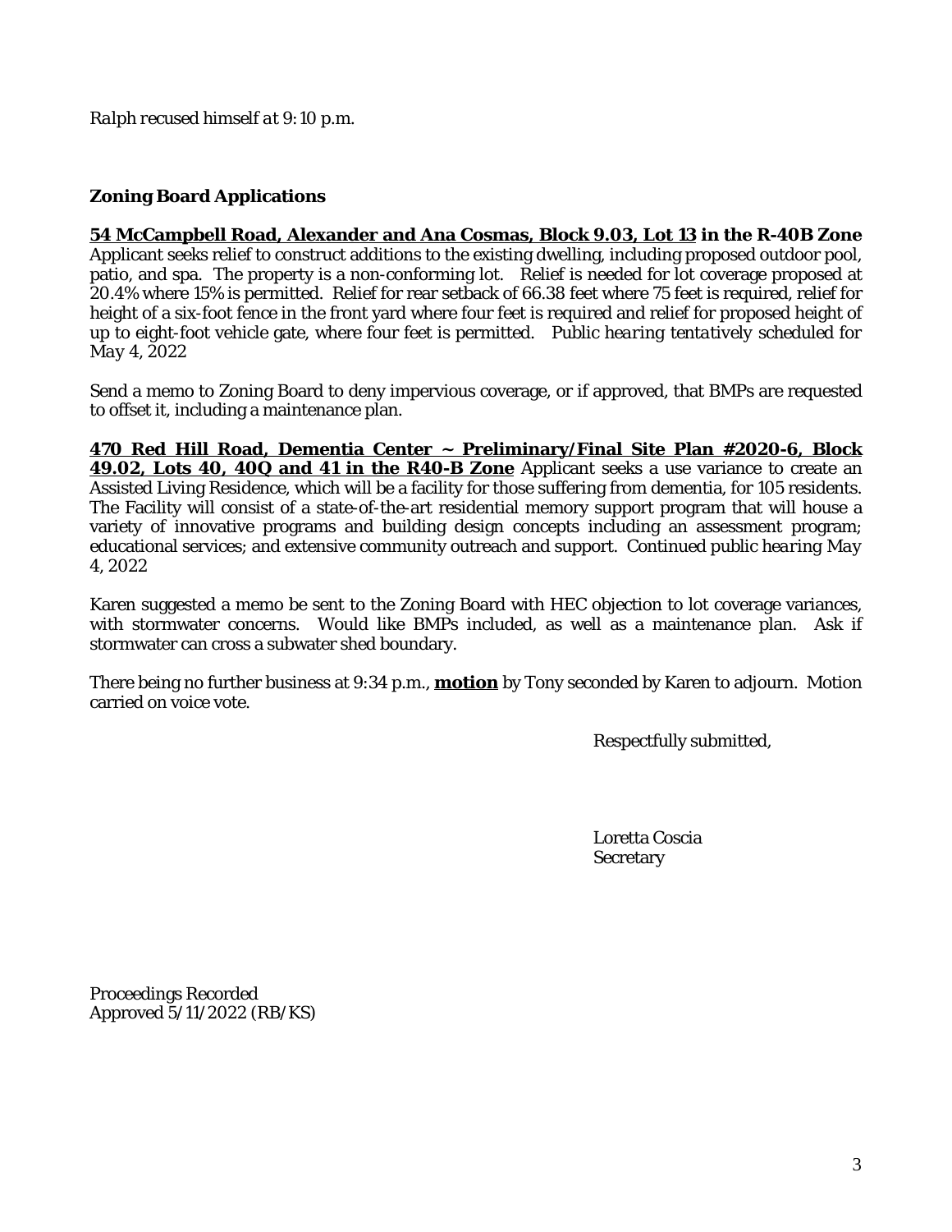*Ralph recused himself at 9:10 p.m.*

## Zoning Board Applications

**54 McCampbell Road, Alexander and Ana Cosmas, Block 9.03, Lot 13 in the R-40B Zone** Applicant seeks relief to construct additions to the existing dwelling, including proposed outdoor pool, patio, and spa. The property is a non-conforming lot. Relief is needed for lot coverage proposed at 20.4% where 15% is permitted. Relief for rear setback of 66.38 feet where 75 feet is required, relief for height of a six-foot fence in the front yard where four feet is required and relief for proposed height of up to eight-foot vehicle gate, where four feet is permitted. *Public hearing tentatively scheduled for May 4, 2022*

Send a memo to Zoning Board to deny impervious coverage, or if approved, that BMPs are requested to offset it, including a maintenance plan.

**470 Red Hill Road, Dementia Center ~ Preliminary/Final Site Plan #2020-6, Block 49.02, Lots 40, 40Q and 41 in the R40-B Zone** Applicant seeks a use variance to create an Assisted Living Residence, which will be a facility for those suffering from dementia, for 105 residents. The Facility will consist of a state-of-the-art residential memory support program that will house a variety of innovative programs and building design concepts including an assessment program; educational services; and extensive community outreach and support. *Continued public hearing May 4, 2022*

Karen suggested a memo be sent to the Zoning Board with HEC objection to lot coverage variances, with stormwater concerns. Would like BMPs included, as well as a maintenance plan. Ask if stormwater can cross a subwater shed boundary.

There being no further business at 9:34 p.m., **motion** by Tony seconded by Karen to adjourn. Motion carried on voice vote.

Respectfully submitted,

Loretta Coscia
Secretary

Proceedings Recorded
Approved 5/11/2022 (RB/KS)